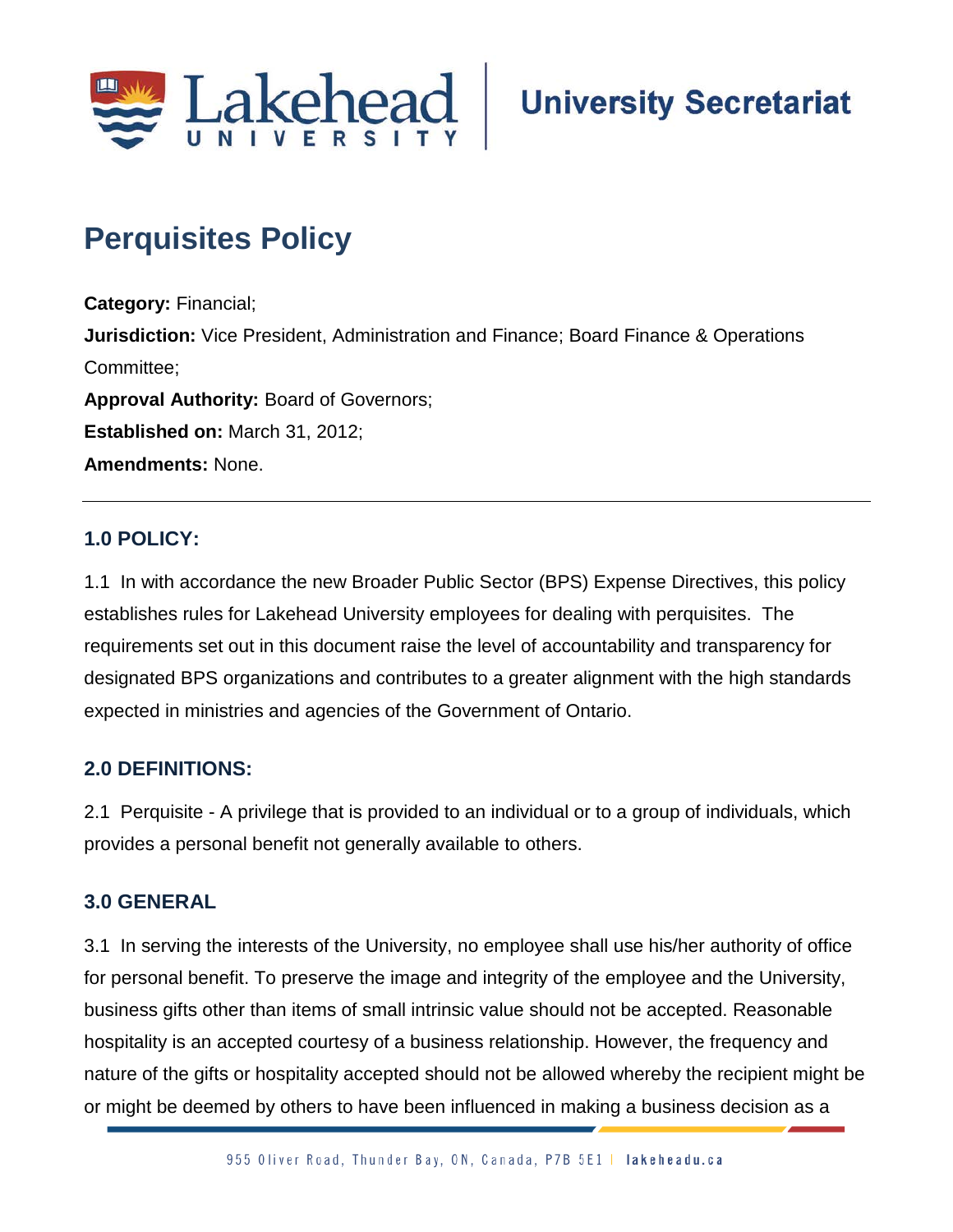# Perquisites Policy

**Category:** Financial;
**Jurisdiction:** Vice President, Administration and Finance; Board Finance & Operations Committee;
**Approval Authority:** Board of Governors;
**Established on:** March 31, 2012;
**Amendments:** None.

---

## 1.0 POLICY:

1.1 In with accordance the new Broader Public Sector (BPS) Expense Directives, this policy establishes rules for Lakehead University employees for dealing with perquisites. The requirements set out in this document raise the level of accountability and transparency for designated BPS organizations and contributes to a greater alignment with the high standards expected in ministries and agencies of the Government of Ontario.

## 2.0 DEFINITIONS:

2.1 Perquisite - A privilege that is provided to an individual or to a group of individuals, which provides a personal benefit not generally available to others.

## 3.0 GENERAL

3.1 In serving the interests of the University, no employee shall use his/her authority of office for personal benefit. To preserve the image and integrity of the employee and the University, business gifts other than items of small intrinsic value should not be accepted. Reasonable hospitality is an accepted courtesy of a business relationship. However, the frequency and nature of the gifts or hospitality accepted should not be allowed whereby the recipient might be or might be deemed by others to have been influenced in making a business decision as a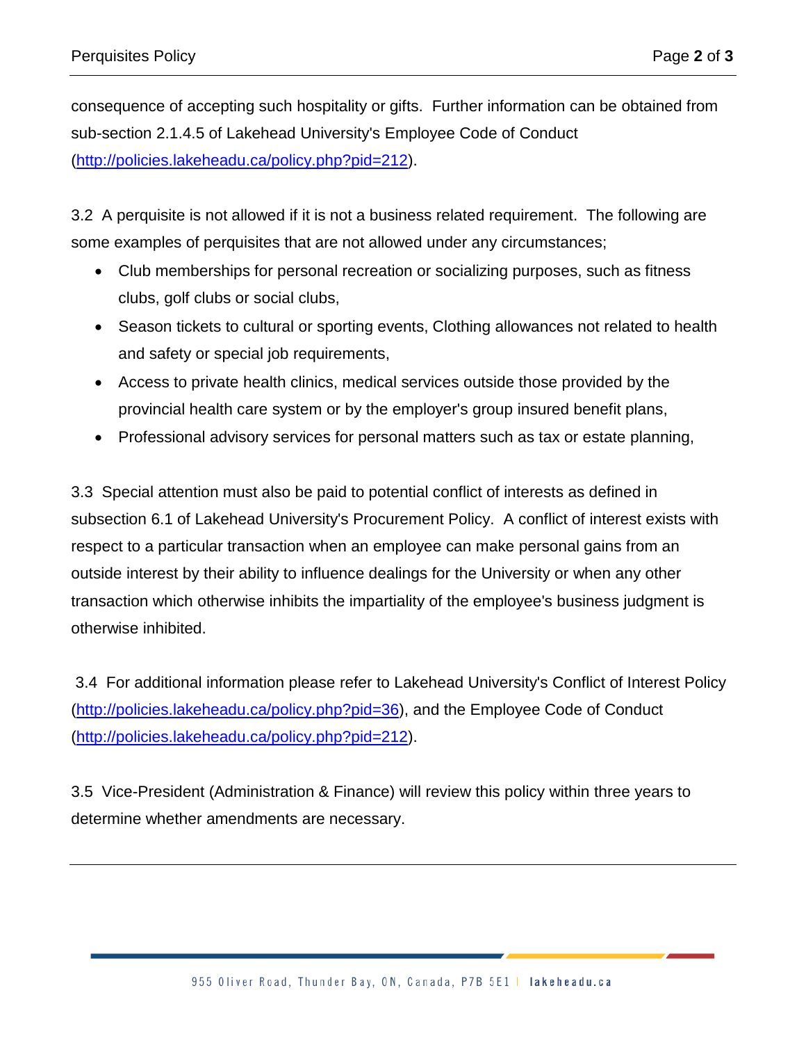consequence of accepting such hospitality or gifts. Further information can be obtained from sub-section 2.1.4.5 of Lakehead University's Employee Code of Conduct (http://policies.lakeheadu.ca/policy.php?pid=212).

3.2 A perquisite is not allowed if it is not a business related requirement. The following are some examples of perquisites that are not allowed under any circumstances;

- Club memberships for personal recreation or socializing purposes, such as fitness clubs, golf clubs or social clubs,
- Season tickets to cultural or sporting events, Clothing allowances not related to health and safety or special job requirements,
- Access to private health clinics, medical services outside those provided by the provincial health care system or by the employer's group insured benefit plans,
- Professional advisory services for personal matters such as tax or estate planning,

3.3 Special attention must also be paid to potential conflict of interests as defined in subsection 6.1 of Lakehead University's Procurement Policy. A conflict of interest exists with respect to a particular transaction when an employee can make personal gains from an outside interest by their ability to influence dealings for the University or when any other transaction which otherwise inhibits the impartiality of the employee's business judgment is otherwise inhibited.

3.4 For additional information please refer to Lakehead University's Conflict of Interest Policy (http://policies.lakeheadu.ca/policy.php?pid=36), and the Employee Code of Conduct (http://policies.lakeheadu.ca/policy.php?pid=212).

3.5 Vice-President (Administration & Finance) will review this policy within three years to determine whether amendments are necessary.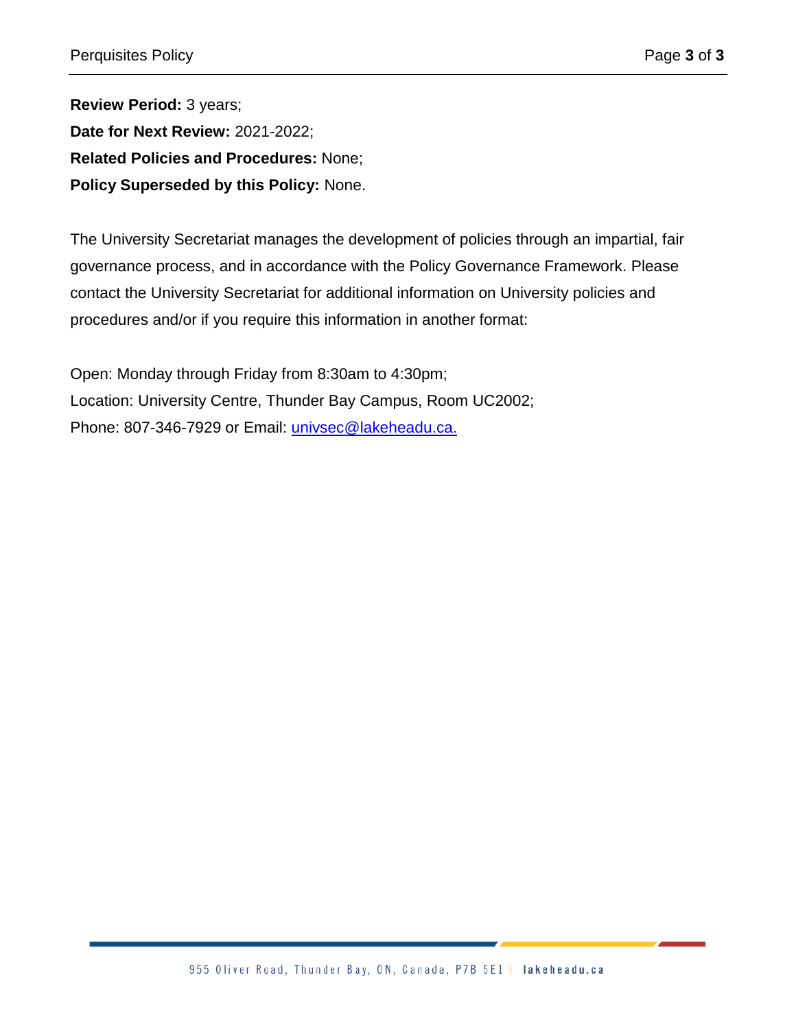**Review Period:** 3 years;
**Date for Next Review:** 2021-2022;
**Related Policies and Procedures:** None;
**Policy Superseded by this Policy:** None.

The University Secretariat manages the development of policies through an impartial, fair governance process, and in accordance with the Policy Governance Framework. Please contact the University Secretariat for additional information on University policies and procedures and/or if you require this information in another format:

Open: Monday through Friday from 8:30am to 4:30pm;
Location: University Centre, Thunder Bay Campus, Room UC2002;
Phone: 807-346-7929 or Email: univsec@lakeheadu.ca.